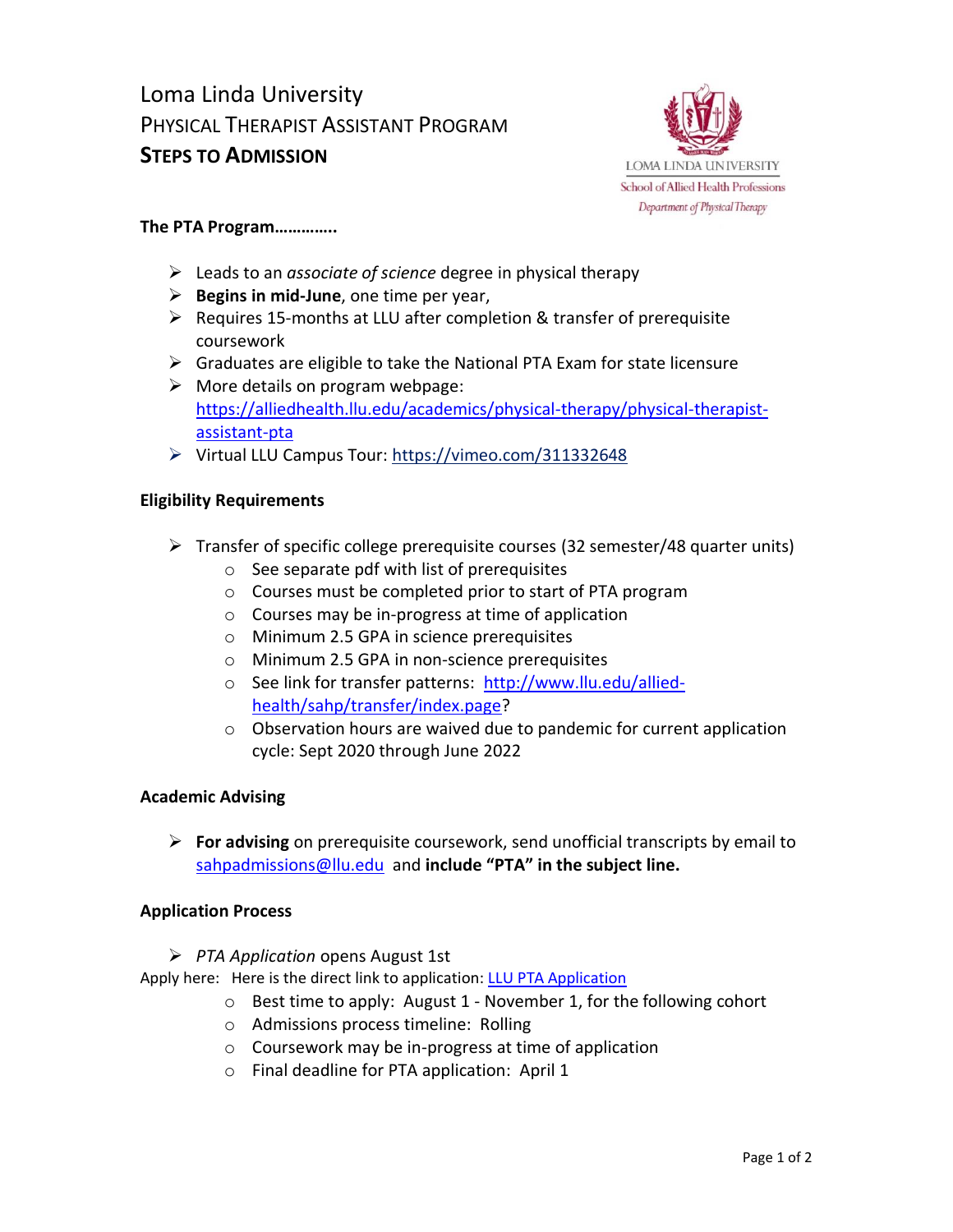# Loma Linda University
## Physical Therapist Assistant Program
## **Steps to Admission**

LOMA LINDA UNIVERSITY
School of Allied Health Professions
*Department of Physical Therapy*

**The PTA Program………….**

- Leads to an *associate of science* degree in physical therapy
- **Begins in mid-June**, one time per year,
- Requires 15-months at LLU after completion & transfer of prerequisite coursework
- Graduates are eligible to take the National PTA Exam for state licensure
- More details on program webpage: https://alliedhealth.llu.edu/academics/physical-therapy/physical-therapist-assistant-pta
- Virtual LLU Campus Tour: https://vimeo.com/311332648

**Eligibility Requirements**

- Transfer of specific college prerequisite courses (32 semester/48 quarter units)
  - See separate pdf with list of prerequisites
  - Courses must be completed prior to start of PTA program
  - Courses may be in-progress at time of application
  - Minimum 2.5 GPA in science prerequisites
  - Minimum 2.5 GPA in non-science prerequisites
  - See link for transfer patterns: http://www.llu.edu/allied-health/sahp/transfer/index.page?
  - Observation hours are waived due to pandemic for current application cycle: Sept 2020 through June 2022

**Academic Advising**

- **For advising** on prerequisite coursework, send unofficial transcripts by email to sahpadmissions@llu.edu and **include "PTA" in the subject line.**

**Application Process**

- *PTA Application* opens August 1st

Apply here: Here is the direct link to application: LLU PTA Application

  - Best time to apply: August 1 - November 1, for the following cohort
  - Admissions process timeline: Rolling
  - Coursework may be in-progress at time of application
  - Final deadline for PTA application: April 1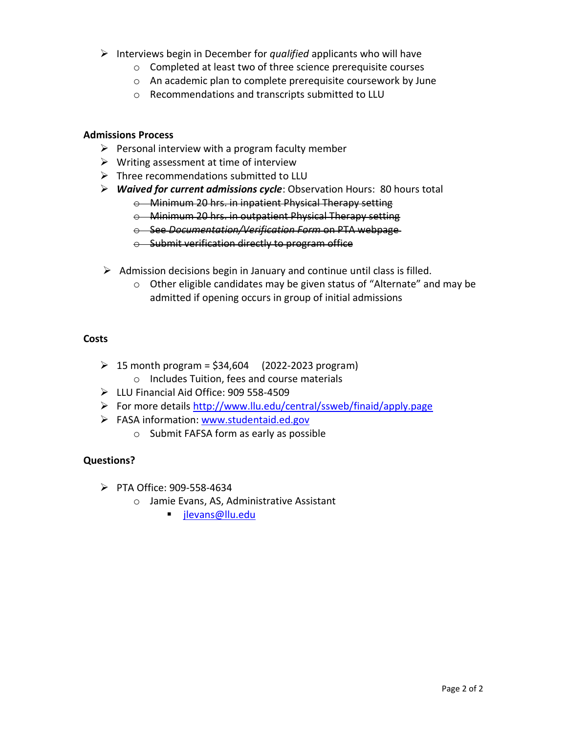- Interviews begin in December for *qualified* applicants who will have
  - Completed at least two of three science prerequisite courses
  - An academic plan to complete prerequisite coursework by June
  - Recommendations and transcripts submitted to LLU

**Admissions Process**

- Personal interview with a program faculty member
- Writing assessment at time of interview
- Three recommendations submitted to LLU
- ***Waived for current admissions cycle***: Observation Hours: 80 hours total
  - ~~Minimum 20 hrs. in inpatient Physical Therapy setting~~
  - ~~Minimum 20 hrs. in outpatient Physical Therapy setting~~
  - ~~See *Documentation/Verification Form* on PTA webpage~~
  - ~~Submit verification directly to program office~~

- Admission decisions begin in January and continue until class is filled.
  - Other eligible candidates may be given status of "Alternate" and may be admitted if opening occurs in group of initial admissions

**Costs**

- 15 month program = $34,604 (2022-2023 program)
  - Includes Tuition, fees and course materials
- LLU Financial Aid Office: 909 558-4509
- For more details http://www.llu.edu/central/ssweb/finaid/apply.page
- FASA information: www.studentaid.ed.gov
  - Submit FAFSA form as early as possible

**Questions?**

- PTA Office: 909-558-4634
  - Jamie Evans, AS, Administrative Assistant
    - jlevans@llu.edu